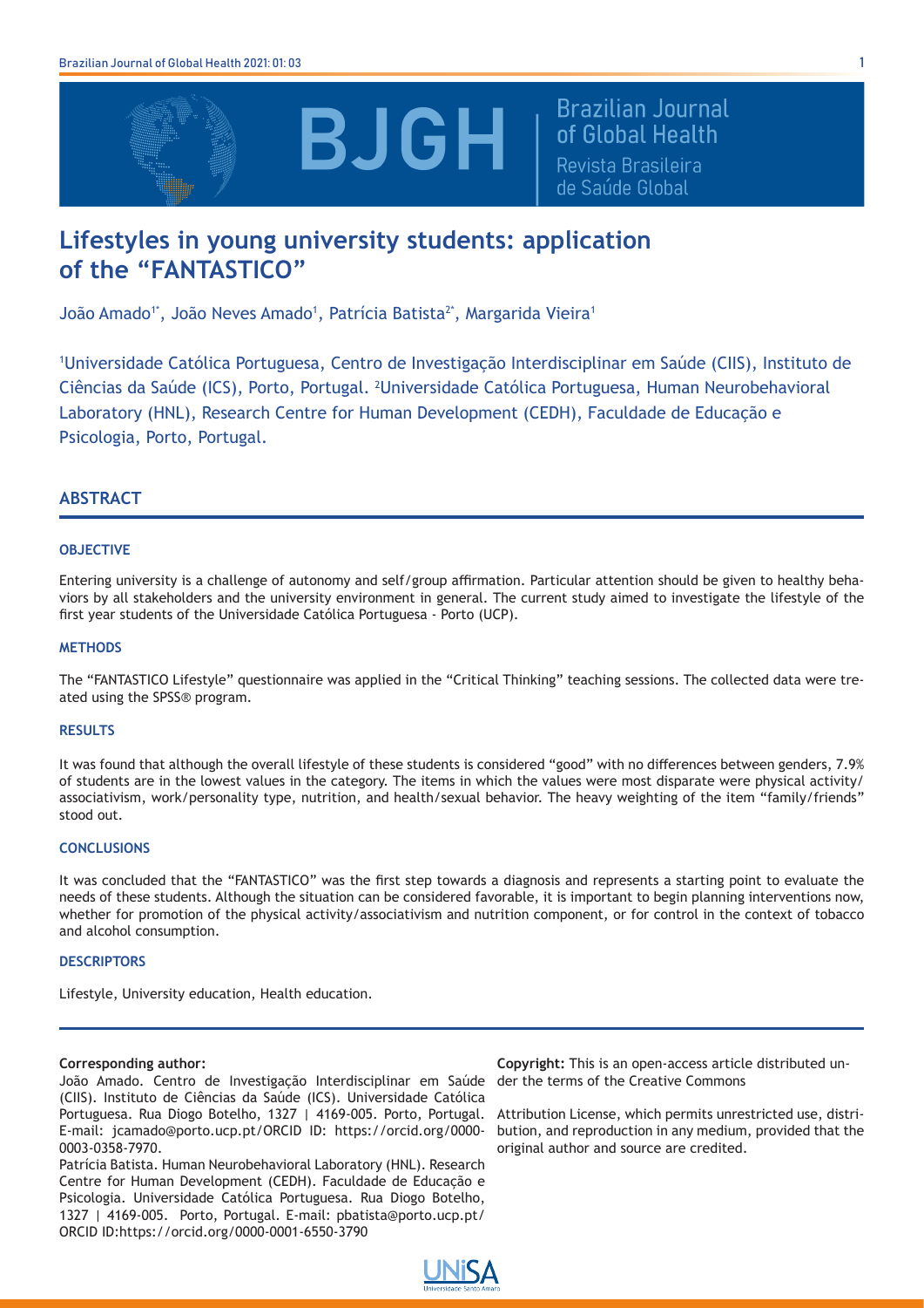# Lifestyles in young university students: application of the "FANTASTICO"

João Amado[1*], João Neves Amado[1], Patrícia Batista[2*], Margarida Vieira[1]

[1]Universidade Católica Portuguesa, Centro de Investigação Interdisciplinar em Saúde (CIIS), Instituto de Ciências da Saúde (ICS), Porto, Portugal. [2]Universidade Católica Portuguesa, Human Neurobehavioral Laboratory (HNL), Research Centre for Human Development (CEDH), Faculdade de Educação e Psicologia, Porto, Portugal.

## ABSTRACT

### OBJECTIVE

Entering university is a challenge of autonomy and self/group affirmation. Particular attention should be given to healthy behaviors by all stakeholders and the university environment in general. The current study aimed to investigate the lifestyle of the first year students of the Universidade Católica Portuguesa - Porto (UCP).

### METHODS

The "FANTASTICO Lifestyle" questionnaire was applied in the "Critical Thinking" teaching sessions. The collected data were treated using the SPSS® program.

### RESULTS

It was found that although the overall lifestyle of these students is considered "good" with no differences between genders, 7.9% of students are in the lowest values in the category. The items in which the values were most disparate were physical activity/associativism, work/personality type, nutrition, and health/sexual behavior. The heavy weighting of the item "family/friends" stood out.

### CONCLUSIONS

It was concluded that the "FANTASTICO" was the first step towards a diagnosis and represents a starting point to evaluate the needs of these students. Although the situation can be considered favorable, it is important to begin planning interventions now, whether for promotion of the physical activity/associativism and nutrition component, or for control in the context of tobacco and alcohol consumption.

### DESCRIPTORS

Lifestyle, University education, Health education.

**Corresponding author:**
João Amado. Centro de Investigação Interdisciplinar em Saúde (CIIS). Instituto de Ciências da Saúde (ICS). Universidade Católica Portuguesa. Rua Diogo Botelho, 1327 | 4169-005. Porto, Portugal. E-mail: jcamado@porto.ucp.pt/ORCID ID: https://orcid.org/0000-0003-0358-7970.
Patrícia Batista. Human Neurobehavioral Laboratory (HNL). Research Centre for Human Development (CEDH). Faculdade de Educação e Psicologia. Universidade Católica Portuguesa. Rua Diogo Botelho, 1327 | 4169-005. Porto, Portugal. E-mail: pbatista@porto.ucp.pt/ORCID ID:https://orcid.org/0000-0001-6550-3790

**Copyright:** This is an open-access article distributed under the terms of the Creative Commons Attribution License, which permits unrestricted use, distribution, and reproduction in any medium, provided that the original author and source are credited.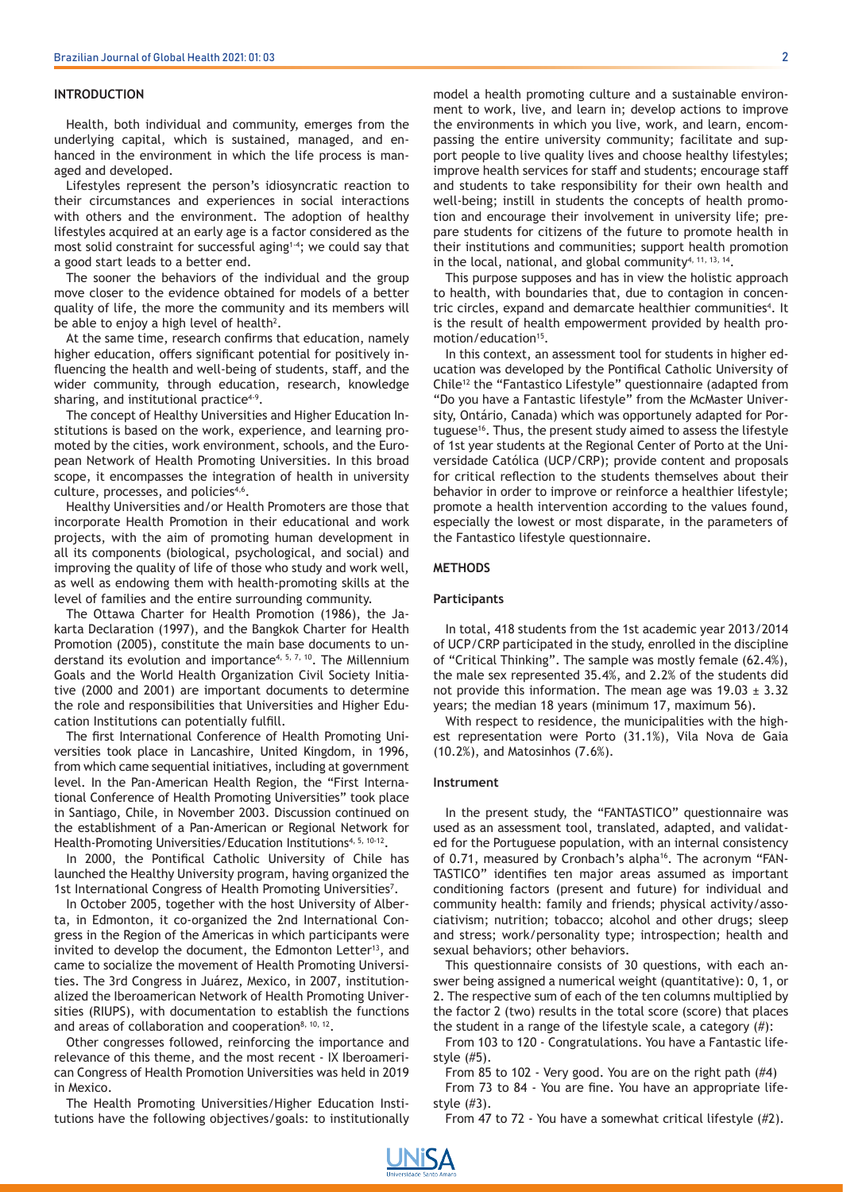## INTRODUCTION

Health, both individual and community, emerges from the underlying capital, which is sustained, managed, and enhanced in the environment in which the life process is managed and developed.

Lifestyles represent the person's idiosyncratic reaction to their circumstances and experiences in social interactions with others and the environment. The adoption of healthy lifestyles acquired at an early age is a factor considered as the most solid constraint for successful aging[1-4]; we could say that a good start leads to a better end.

The sooner the behaviors of the individual and the group move closer to the evidence obtained for models of a better quality of life, the more the community and its members will be able to enjoy a high level of health[2].

At the same time, research confirms that education, namely higher education, offers significant potential for positively influencing the health and well-being of students, staff, and the wider community, through education, research, knowledge sharing, and institutional practice[4-9].

The concept of Healthy Universities and Higher Education Institutions is based on the work, experience, and learning promoted by the cities, work environment, schools, and the European Network of Health Promoting Universities. In this broad scope, it encompasses the integration of health in university culture, processes, and policies[4,6].

Healthy Universities and/or Health Promoters are those that incorporate Health Promotion in their educational and work projects, with the aim of promoting human development in all its components (biological, psychological, and social) and improving the quality of life of those who study and work well, as well as endowing them with health-promoting skills at the level of families and the entire surrounding community.

The Ottawa Charter for Health Promotion (1986), the Jakarta Declaration (1997), and the Bangkok Charter for Health Promotion (2005), constitute the main base documents to understand its evolution and importance[4, 5, 7, 10]. The Millennium Goals and the World Health Organization Civil Society Initiative (2000 and 2001) are important documents to determine the role and responsibilities that Universities and Higher Education Institutions can potentially fulfill.

The first International Conference of Health Promoting Universities took place in Lancashire, United Kingdom, in 1996, from which came sequential initiatives, including at government level. In the Pan-American Health Region, the "First International Conference of Health Promoting Universities" took place in Santiago, Chile, in November 2003. Discussion continued on the establishment of a Pan-American or Regional Network for Health-Promoting Universities/Education Institutions[4, 5, 10-12].

In 2000, the Pontifical Catholic University of Chile has launched the Healthy University program, having organized the 1st International Congress of Health Promoting Universities[7].

In October 2005, together with the host University of Alberta, in Edmonton, it co-organized the 2nd International Congress in the Region of the Americas in which participants were invited to develop the document, the Edmonton Letter[13], and came to socialize the movement of Health Promoting Universities. The 3rd Congress in Juárez, Mexico, in 2007, institutionalized the Iberoamerican Network of Health Promoting Universities (RIUPS), with documentation to establish the functions and areas of collaboration and cooperation[8, 10, 12].

Other congresses followed, reinforcing the importance and relevance of this theme, and the most recent - IX Iberoamerican Congress of Health Promotion Universities was held in 2019 in Mexico.

The Health Promoting Universities/Higher Education Institutions have the following objectives/goals: to institutionally model a health promoting culture and a sustainable environment to work, live, and learn in; develop actions to improve the environments in which you live, work, and learn, encompassing the entire university community; facilitate and support people to live quality lives and choose healthy lifestyles; improve health services for staff and students; encourage staff and students to take responsibility for their own health and well-being; instill in students the concepts of health promotion and encourage their involvement in university life; prepare students for citizens of the future to promote health in their institutions and communities; support health promotion in the local, national, and global community[4, 11, 13, 14].

This purpose supposes and has in view the holistic approach to health, with boundaries that, due to contagion in concentric circles, expand and demarcate healthier communities[4]. It is the result of health empowerment provided by health promotion/education[15].

In this context, an assessment tool for students in higher education was developed by the Pontifical Catholic University of Chile[12] the "Fantastico Lifestyle" questionnaire (adapted from "Do you have a Fantastic lifestyle" from the McMaster University, Ontário, Canada) which was opportunely adapted for Portuguese[16]. Thus, the present study aimed to assess the lifestyle of 1st year students at the Regional Center of Porto at the Universidade Católica (UCP/CRP); provide content and proposals for critical reflection to the students themselves about their behavior in order to improve or reinforce a healthier lifestyle; promote a health intervention according to the values found, especially the lowest or most disparate, in the parameters of the Fantastico lifestyle questionnaire.

## METHODS

### Participants

In total, 418 students from the 1st academic year 2013/2014 of UCP/CRP participated in the study, enrolled in the discipline of "Critical Thinking". The sample was mostly female (62.4%), the male sex represented 35.4%, and 2.2% of the students did not provide this information. The mean age was 19.03 ± 3.32 years; the median 18 years (minimum 17, maximum 56).

With respect to residence, the municipalities with the highest representation were Porto (31.1%), Vila Nova de Gaia (10.2%), and Matosinhos (7.6%).

### Instrument

In the present study, the "FANTASTICO" questionnaire was used as an assessment tool, translated, adapted, and validated for the Portuguese population, with an internal consistency of 0.71, measured by Cronbach's alpha[16]. The acronym "FANTASTICO" identifies ten major areas assumed as important conditioning factors (present and future) for individual and community health: family and friends; physical activity/associativism; nutrition; tobacco; alcohol and other drugs; sleep and stress; work/personality type; introspection; health and sexual behaviors; other behaviors.

This questionnaire consists of 30 questions, with each answer being assigned a numerical weight (quantitative): 0, 1, or 2. The respective sum of each of the ten columns multiplied by the factor 2 (two) results in the total score (score) that places the student in a range of the lifestyle scale, a category (#):

From 103 to 120 - Congratulations. You have a Fantastic lifestyle (#5).

From 85 to 102 - Very good. You are on the right path (#4)

From 73 to 84 - You are fine. You have an appropriate lifestyle (#3).

From 47 to 72 - You have a somewhat critical lifestyle (#2).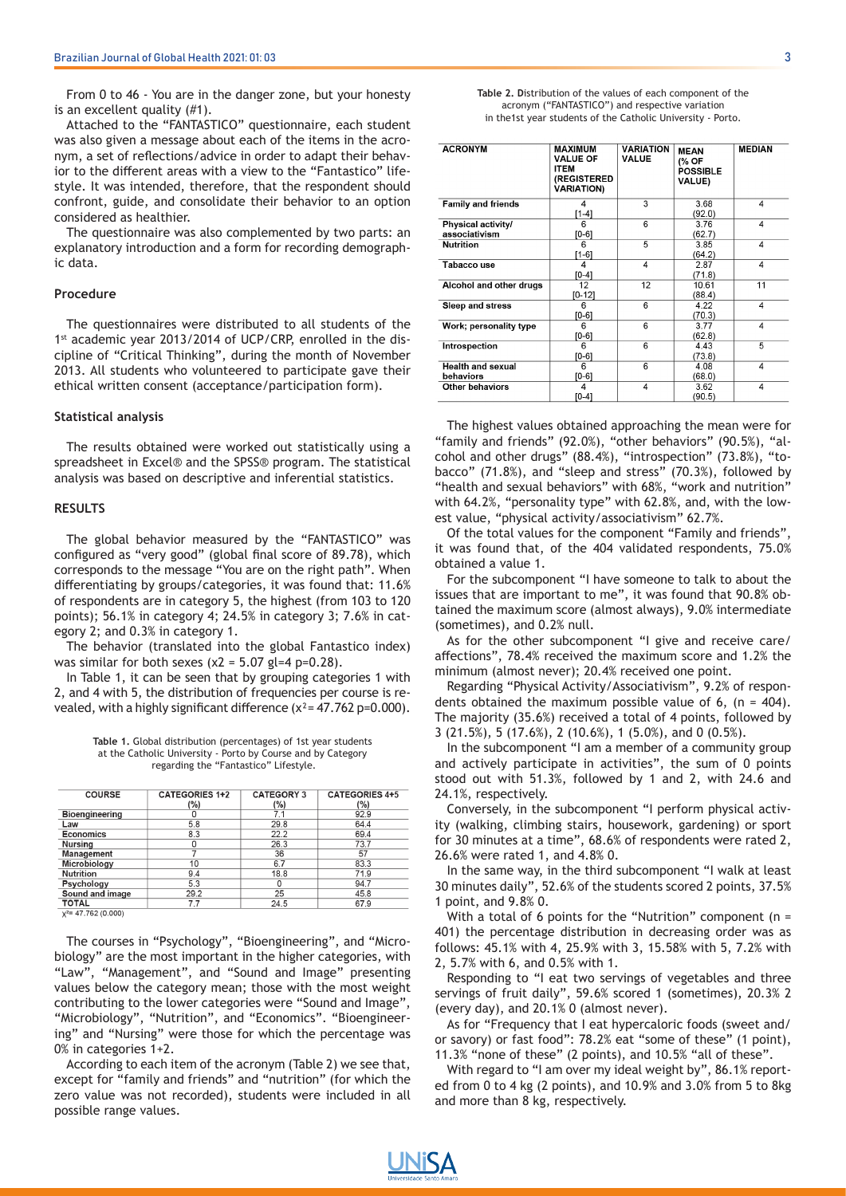From 0 to 46 - You are in the danger zone, but your honesty is an excellent quality (#1).

Attached to the "FANTASTICO" questionnaire, each student was also given a message about each of the items in the acronym, a set of reflections/advice in order to adapt their behavior to the different areas with a view to the "Fantastico" lifestyle. It was intended, therefore, that the respondent should confront, guide, and consolidate their behavior to an option considered as healthier.

The questionnaire was also complemented by two parts: an explanatory introduction and a form for recording demographic data.

### Procedure

The questionnaires were distributed to all students of the 1st academic year 2013/2014 of UCP/CRP, enrolled in the discipline of "Critical Thinking", during the month of November 2013. All students who volunteered to participate gave their ethical written consent (acceptance/participation form).

### Statistical analysis

The results obtained were worked out statistically using a spreadsheet in Excel® and the SPSS® program. The statistical analysis was based on descriptive and inferential statistics.

## RESULTS

The global behavior measured by the "FANTASTICO" was configured as "very good" (global final score of 89.78), which corresponds to the message "You are on the right path". When differentiating by groups/categories, it was found that: 11.6% of respondents are in category 5, the highest (from 103 to 120 points); 56.1% in category 4; 24.5% in category 3; 7.6% in category 2; and 0.3% in category 1.

The behavior (translated into the global Fantastico index) was similar for both sexes ($x2 = 5.07$ gl=4 p=0.28).

In Table 1, it can be seen that by grouping categories 1 with 2, and 4 with 5, the distribution of frequencies per course is revealed, with a highly significant difference ($x^2 = 47.762$ p=0.000).

**Table 1.** Global distribution (percentages) of 1st year students at the Catholic University - Porto by Course and by Category regarding the "Fantastico" Lifestyle.

| COURSE | CATEGORIES 1+2 (%) | CATEGORY 3 (%) | CATEGORIES 4+5 (%) |
|---|---|---|---|
| Bioengineering | 0 | 7.1 | 92.9 |
| Law | 5.8 | 29.8 | 64.4 |
| Economics | 8.3 | 22.2 | 69.4 |
| Nursing | 0 | 26.3 | 73.7 |
| Management | 7 | 36 | 57 |
| Microbiology | 10 | 6.7 | 83.3 |
| Nutrition | 9.4 | 18.8 | 71.9 |
| Psychology | 5.3 | 0 | 94.7 |
| Sound and image | 29.2 | 25 | 45.8 |
| TOTAL | 7.7 | 24.5 | 67.9 |

$X^2$= 47.762 (0.000)

The courses in "Psychology", "Bioengineering", and "Microbiology" are the most important in the higher categories, with "Law", "Management", and "Sound and Image" presenting values below the category mean; those with the most weight contributing to the lower categories were "Sound and Image", "Microbiology", "Nutrition", and "Economics". "Bioengineering" and "Nursing" were those for which the percentage was 0% in categories 1+2.

According to each item of the acronym (Table 2) we see that, except for "family and friends" and "nutrition" (for which the zero value was not recorded), students were included in all possible range values.

**Table 2.** Distribution of the values of each component of the acronym ("FANTASTICO") and respective variation in the1st year students of the Catholic University - Porto.

| ACRONYM | MAXIMUM VALUE OF ITEM (REGISTERED VARIATION) | VARIATION VALUE | MEAN (% OF POSSIBLE VALUE) | MEDIAN |
|---|---|---|---|---|
| Family and friends | 4 [1-4] | 3 | 3.68 (92.0) | 4 |
| Physical activity/ associativism | 6 [0-6] | 6 | 3.76 (62.7) | 4 |
| Nutrition | 6 [1-6] | 5 | 3.85 (64.2) | 4 |
| Tabacco use | 4 [0-4] | 4 | 2.87 (71.8) | 4 |
| Alcohol and other drugs | 12 [0-12] | 12 | 10.61 (88.4) | 11 |
| Sleep and stress | 6 [0-6] | 6 | 4.22 (70.3) | 4 |
| Work; personality type | 6 [0-6] | 6 | 3.77 (62.8) | 4 |
| Introspection | 6 [0-6] | 6 | 4.43 (73.8) | 5 |
| Health and sexual behaviors | 6 [0-6] | 6 | 4.08 (68.0) | 4 |
| Other behaviors | 4 [0-4] | 4 | 3.62 (90.5) | 4 |

The highest values obtained approaching the mean were for "family and friends" (92.0%), "other behaviors" (90.5%), "alcohol and other drugs" (88.4%), "introspection" (73.8%), "tobacco" (71.8%), and "sleep and stress" (70.3%), followed by "health and sexual behaviors" with 68%, "work and nutrition" with 64.2%, "personality type" with 62.8%, and, with the lowest value, "physical activity/associativism" 62.7%.

Of the total values for the component "Family and friends", it was found that, of the 404 validated respondents, 75.0% obtained a value 1.

For the subcomponent "I have someone to talk to about the issues that are important to me", it was found that 90.8% obtained the maximum score (almost always), 9.0% intermediate (sometimes), and 0.2% null.

As for the other subcomponent "I give and receive care/affections", 78.4% received the maximum score and 1.2% the minimum (almost never); 20.4% received one point.

Regarding "Physical Activity/Associativism", 9.2% of respondents obtained the maximum possible value of 6, (n = 404). The majority (35.6%) received a total of 4 points, followed by 3 (21.5%), 5 (17.6%), 2 (10.6%), 1 (5.0%), and 0 (0.5%).

In the subcomponent "I am a member of a community group and actively participate in activities", the sum of 0 points stood out with 51.3%, followed by 1 and 2, with 24.6 and 24.1%, respectively.

Conversely, in the subcomponent "I perform physical activity (walking, climbing stairs, housework, gardening) or sport for 30 minutes at a time", 68.6% of respondents were rated 2, 26.6% were rated 1, and 4.8% 0.

In the same way, in the third subcomponent "I walk at least 30 minutes daily", 52.6% of the students scored 2 points, 37.5% 1 point, and 9.8% 0.

With a total of 6 points for the "Nutrition" component (n = 401) the percentage distribution in decreasing order was as follows: 45.1% with 4, 25.9% with 3, 15.58% with 5, 7.2% with 2, 5.7% with 6, and 0.5% with 1.

Responding to "I eat two servings of vegetables and three servings of fruit daily", 59.6% scored 1 (sometimes), 20.3% 2 (every day), and 20.1% 0 (almost never).

As for "Frequency that I eat hypercaloric foods (sweet and/or savory) or fast food": 78.2% eat "some of these" (1 point), 11.3% "none of these" (2 points), and 10.5% "all of these".

With regard to "I am over my ideal weight by", 86.1% reported from 0 to 4 kg (2 points), and 10.9% and 3.0% from 5 to 8kg and more than 8 kg, respectively.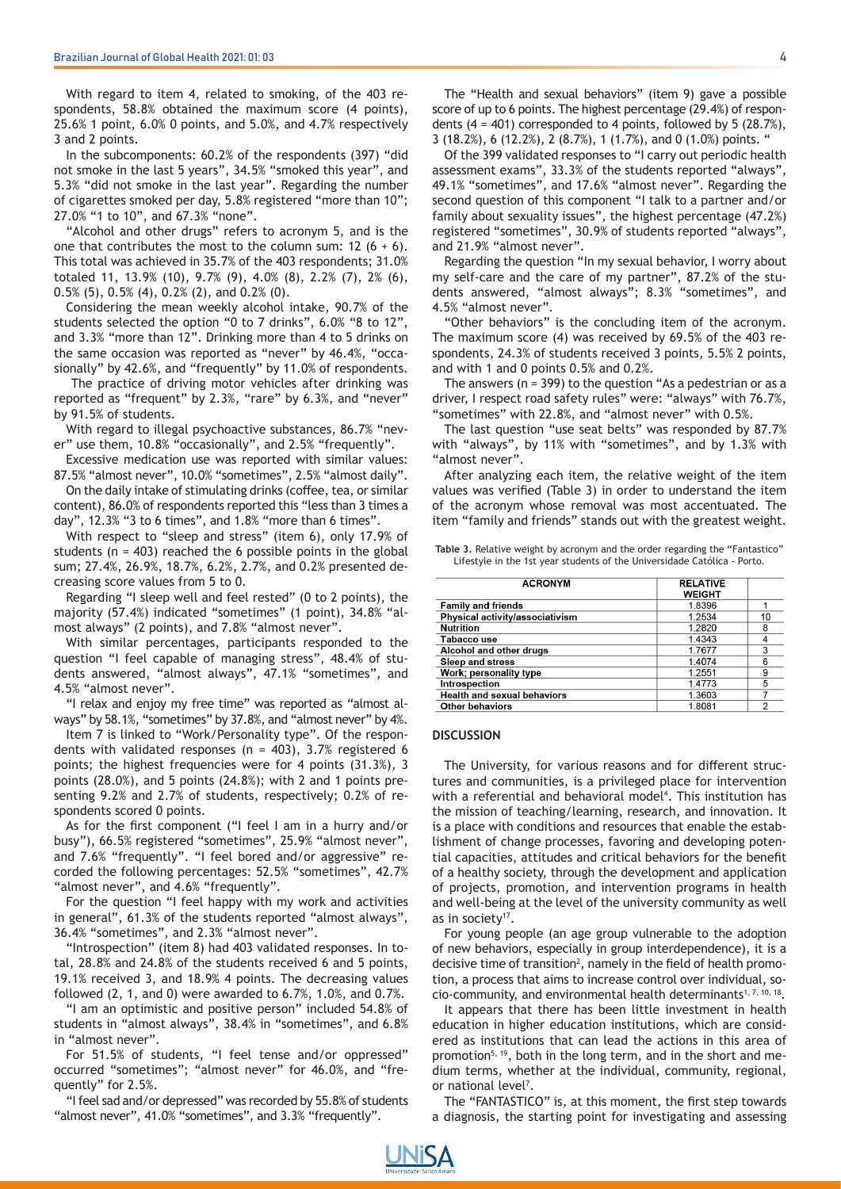With regard to item 4, related to smoking, of the 403 respondents, 58.8% obtained the maximum score (4 points), 25.6% 1 point, 6.0% 0 points, and 5.0%, and 4.7% respectively 3 and 2 points.

In the subcomponents: 60.2% of the respondents (397) "did not smoke in the last 5 years", 34.5% "smoked this year", and 5.3% "did not smoke in the last year". Regarding the number of cigarettes smoked per day, 5.8% registered "more than 10"; 27.0% "1 to 10", and 67.3% "none".

"Alcohol and other drugs" refers to acronym 5, and is the one that contributes the most to the column sum: 12 (6 + 6). This total was achieved in 35.7% of the 403 respondents; 31.0% totaled 11, 13.9% (10), 9.7% (9), 4.0% (8), 2.2% (7), 2% (6), 0.5% (5), 0.5% (4), 0.2% (2), and 0.2% (0).

Considering the mean weekly alcohol intake, 90.7% of the students selected the option "0 to 7 drinks", 6.0% "8 to 12", and 3.3% "more than 12". Drinking more than 4 to 5 drinks on the same occasion was reported as "never" by 46.4%, "occasionally" by 42.6%, and "frequently" by 11.0% of respondents.

The practice of driving motor vehicles after drinking was reported as "frequent" by 2.3%, "rare" by 6.3%, and "never" by 91.5% of students.

With regard to illegal psychoactive substances, 86.7% "never" use them, 10.8% "occasionally", and 2.5% "frequently".

Excessive medication use was reported with similar values: 87.5% "almost never", 10.0% "sometimes", 2.5% "almost daily".

On the daily intake of stimulating drinks (coffee, tea, or similar content), 86.0% of respondents reported this "less than 3 times a day", 12.3% "3 to 6 times", and 1.8% "more than 6 times".

With respect to "sleep and stress" (item 6), only 17.9% of students (n = 403) reached the 6 possible points in the global sum; 27.4%, 26.9%, 18.7%, 6.2%, 2.7%, and 0.2% presented decreasing score values from 5 to 0.

Regarding "I sleep well and feel rested" (0 to 2 points), the majority (57.4%) indicated "sometimes" (1 point), 34.8% "almost always" (2 points), and 7.8% "almost never".

With similar percentages, participants responded to the question "I feel capable of managing stress", 48.4% of students answered, "almost always", 47.1% "sometimes", and 4.5% "almost never".

"I relax and enjoy my free time" was reported as "almost always" by 58.1%, "sometimes" by 37.8%, and "almost never" by 4%.

Item 7 is linked to "Work/Personality type". Of the respondents with validated responses (n = 403), 3.7% registered 6 points; the highest frequencies were for 4 points (31.3%), 3 points (28.0%), and 5 points (24.8%); with 2 and 1 points presenting 9.2% and 2.7% of students, respectively; 0.2% of respondents scored 0 points.

As for the first component ("I feel I am in a hurry and/or busy"), 66.5% registered "sometimes", 25.9% "almost never", and 7.6% "frequently". "I feel bored and/or aggressive" recorded the following percentages: 52.5% "sometimes", 42.7% "almost never", and 4.6% "frequently".

For the question "I feel happy with my work and activities in general", 61.3% of the students reported "almost always", 36.4% "sometimes", and 2.3% "almost never".

"Introspection" (item 8) had 403 validated responses. In total, 28.8% and 24.8% of the students received 6 and 5 points, 19.1% received 3, and 18.9% 4 points. The decreasing values followed (2, 1, and 0) were awarded to 6.7%, 1.0%, and 0.7%.

"I am an optimistic and positive person" included 54.8% of students in "almost always", 38.4% in "sometimes", and 6.8% in "almost never".

For 51.5% of students, "I feel tense and/or oppressed" occurred "sometimes"; "almost never" for 46.0%, and "frequently" for 2.5%.

"I feel sad and/or depressed" was recorded by 55.8% of students "almost never", 41.0% "sometimes", and 3.3% "frequently".

The "Health and sexual behaviors" (item 9) gave a possible score of up to 6 points. The highest percentage (29.4%) of respondents (4 = 401) corresponded to 4 points, followed by 5 (28.7%), 3 (18.2%), 6 (12.2%), 2 (8.7%), 1 (1.7%), and 0 (1.0%) points. "

Of the 399 validated responses to "I carry out periodic health assessment exams", 33.3% of the students reported "always", 49.1% "sometimes", and 17.6% "almost never". Regarding the second question of this component "I talk to a partner and/or family about sexuality issues", the highest percentage (47.2%) registered "sometimes", 30.9% of students reported "always", and 21.9% "almost never".

Regarding the question "In my sexual behavior, I worry about my self-care and the care of my partner", 87.2% of the students answered, "almost always"; 8.3% "sometimes", and 4.5% "almost never".

"Other behaviors" is the concluding item of the acronym. The maximum score (4) was received by 69.5% of the 403 respondents, 24.3% of students received 3 points, 5.5% 2 points, and with 1 and 0 points 0.5% and 0.2%.

The answers (n = 399) to the question "As a pedestrian or as a driver, I respect road safety rules" were: "always" with 76.7%, "sometimes" with 22.8%, and "almost never" with 0.5%.

The last question "use seat belts" was responded by 87.7% with "always", by 11% with "sometimes", and by 1.3% with "almost never".

After analyzing each item, the relative weight of the item values was verified (Table 3) in order to understand the item of the acronym whose removal was most accentuated. The item "family and friends" stands out with the greatest weight.

**Table 3.** Relative weight by acronym and the order regarding the "Fantastico" Lifestyle in the 1st year students of the Universidade Católica - Porto.

| ACRONYM | RELATIVE WEIGHT | |
|---|---|---|
| Family and friends | 1.8396 | 1 |
| Physical activity/associativism | 1.2534 | 10 |
| Nutrition | 1.2820 | 8 |
| Tabacco use | 1.4343 | 4 |
| Alcohol and other drugs | 1.7677 | 3 |
| Sleep and stress | 1.4074 | 6 |
| Work; personality type | 1.2551 | 9 |
| Introspection | 1.4773 | 5 |
| Health and sexual behaviors | 1.3603 | 7 |
| Other behaviors | 1.8081 | 2 |

## DISCUSSION

The University, for various reasons and for different structures and communities, is a privileged place for intervention with a referential and behavioral model[4]. This institution has the mission of teaching/learning, research, and innovation. It is a place with conditions and resources that enable the establishment of change processes, favoring and developing potential capacities, attitudes and critical behaviors for the benefit of a healthy society, through the development and application of projects, promotion, and intervention programs in health and well-being at the level of the university community as well as in society[17].

For young people (an age group vulnerable to the adoption of new behaviors, especially in group interdependence), it is a decisive time of transition[2], namely in the field of health promotion, a process that aims to increase control over individual, socio-community, and environmental health determinants[1, 7, 10, 18].

It appears that there has been little investment in health education in higher education institutions, which are considered as institutions that can lead the actions in this area of promotion[5, 19], both in the long term, and in the short and medium terms, whether at the individual, community, regional, or national level[7].

The "FANTASTICO" is, at this moment, the first step towards a diagnosis, the starting point for investigating and assessing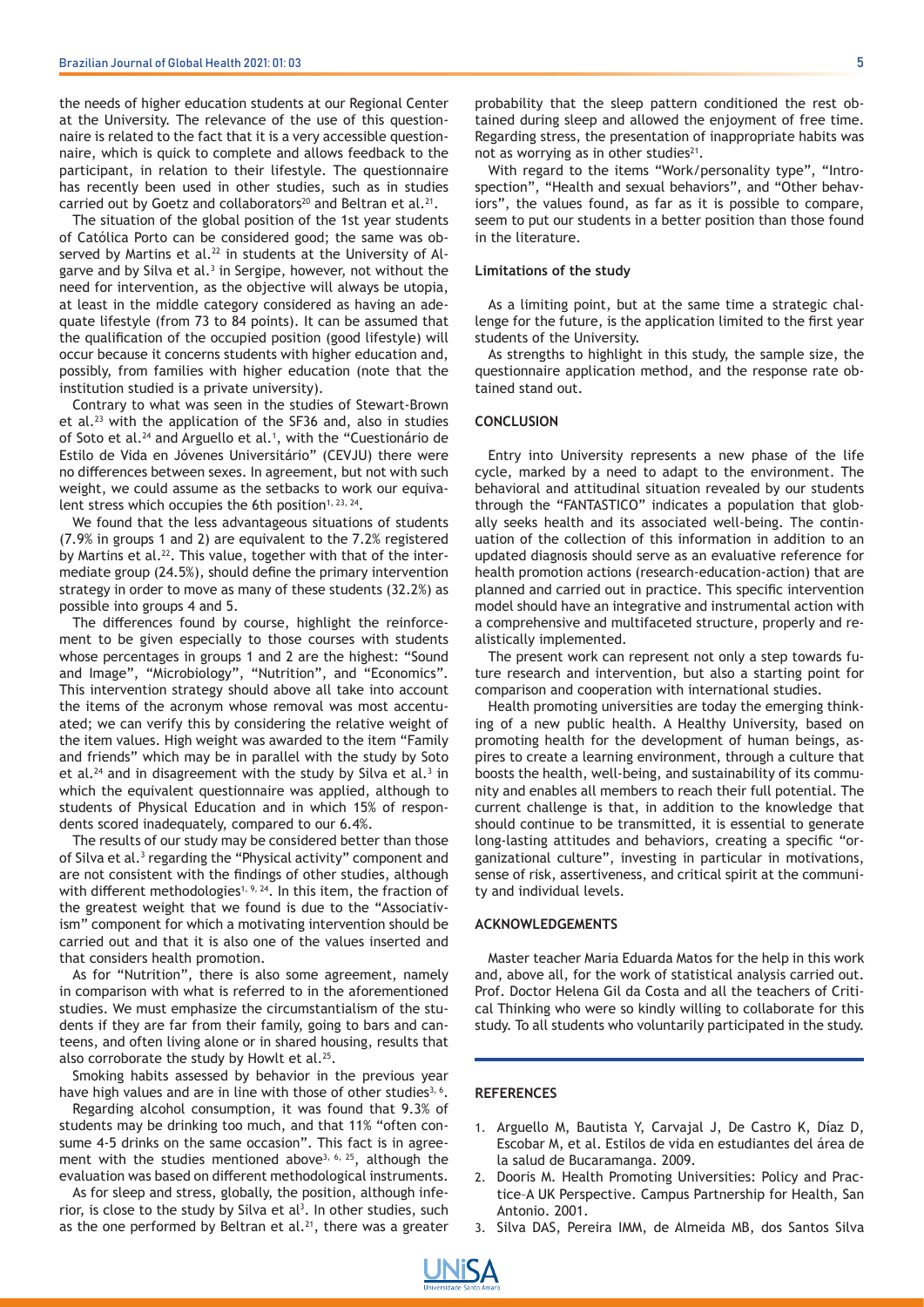the needs of higher education students at our Regional Center at the University. The relevance of the use of this questionnaire is related to the fact that it is a very accessible questionnaire, which is quick to complete and allows feedback to the participant, in relation to their lifestyle. The questionnaire has recently been used in other studies, such as in studies carried out by Goetz and collaborators[20] and Beltran et al.[21].

The situation of the global position of the 1st year students of Católica Porto can be considered good; the same was observed by Martins et al.[22] in students at the University of Algarve and by Silva et al.[3] in Sergipe, however, not without the need for intervention, as the objective will always be utopia, at least in the middle category considered as having an adequate lifestyle (from 73 to 84 points). It can be assumed that the qualification of the occupied position (good lifestyle) will occur because it concerns students with higher education and, possibly, from families with higher education (note that the institution studied is a private university).

Contrary to what was seen in the studies of Stewart-Brown et al.[23] with the application of the SF36 and, also in studies of Soto et al.[24] and Arguello et al.[1], with the "Cuestionário de Estilo de Vida en Jóvenes Universitário" (CEVJU) there were no differences between sexes. In agreement, but not with such weight, we could assume as the setbacks to work our equivalent stress which occupies the 6th position[1, 23, 24].

We found that the less advantageous situations of students (7.9% in groups 1 and 2) are equivalent to the 7.2% registered by Martins et al.[22]. This value, together with that of the intermediate group (24.5%), should define the primary intervention strategy in order to move as many of these students (32.2%) as possible into groups 4 and 5.

The differences found by course, highlight the reinforcement to be given especially to those courses with students whose percentages in groups 1 and 2 are the highest: "Sound and Image", "Microbiology", "Nutrition", and "Economics". This intervention strategy should above all take into account the items of the acronym whose removal was most accentuated; we can verify this by considering the relative weight of the item values. High weight was awarded to the item "Family and friends" which may be in parallel with the study by Soto et al.[24] and in disagreement with the study by Silva et al.[3] in which the equivalent questionnaire was applied, although to students of Physical Education and in which 15% of respondents scored inadequately, compared to our 6.4%.

The results of our study may be considered better than those of Silva et al.[3] regarding the "Physical activity" component and are not consistent with the findings of other studies, although with different methodologies[1, 9, 24]. In this item, the fraction of the greatest weight that we found is due to the "Associativism" component for which a motivating intervention should be carried out and that it is also one of the values inserted and that considers health promotion.

As for "Nutrition", there is also some agreement, namely in comparison with what is referred to in the aforementioned studies. We must emphasize the circumstantialism of the students if they are far from their family, going to bars and canteens, and often living alone or in shared housing, results that also corroborate the study by Howlt et al.[25].

Smoking habits assessed by behavior in the previous year have high values and are in line with those of other studies[3, 6].

Regarding alcohol consumption, it was found that 9.3% of students may be drinking too much, and that 11% "often consume 4-5 drinks on the same occasion". This fact is in agreement with the studies mentioned above[3, 6, 25], although the evaluation was based on different methodological instruments.

As for sleep and stress, globally, the position, although inferior, is close to the study by Silva et al[3]. In other studies, such as the one performed by Beltran et al.[21], there was a greater probability that the sleep pattern conditioned the rest obtained during sleep and allowed the enjoyment of free time. Regarding stress, the presentation of inappropriate habits was not as worrying as in other studies[21].

With regard to the items "Work/personality type", "Introspection", "Health and sexual behaviors", and "Other behaviors", the values found, as far as it is possible to compare, seem to put our students in a better position than those found in the literature.

### Limitations of the study

As a limiting point, but at the same time a strategic challenge for the future, is the application limited to the first year students of the University.

As strengths to highlight in this study, the sample size, the questionnaire application method, and the response rate obtained stand out.

## CONCLUSION

Entry into University represents a new phase of the life cycle, marked by a need to adapt to the environment. The behavioral and attitudinal situation revealed by our students through the "FANTASTICO" indicates a population that globally seeks health and its associated well-being. The continuation of the collection of this information in addition to an updated diagnosis should serve as an evaluative reference for health promotion actions (research-education-action) that are planned and carried out in practice. This specific intervention model should have an integrative and instrumental action with a comprehensive and multifaceted structure, properly and realistically implemented.

The present work can represent not only a step towards future research and intervention, but also a starting point for comparison and cooperation with international studies.

Health promoting universities are today the emerging thinking of a new public health. A Healthy University, based on promoting health for the development of human beings, aspires to create a learning environment, through a culture that boosts the health, well-being, and sustainability of its community and enables all members to reach their full potential. The current challenge is that, in addition to the knowledge that should continue to be transmitted, it is essential to generate long-lasting attitudes and behaviors, creating a specific "organizational culture", investing in particular in motivations, sense of risk, assertiveness, and critical spirit at the community and individual levels.

## ACKNOWLEDGEMENTS

Master teacher Maria Eduarda Matos for the help in this work and, above all, for the work of statistical analysis carried out. Prof. Doctor Helena Gil da Costa and all the teachers of Critical Thinking who were so kindly willing to collaborate for this study. To all students who voluntarily participated in the study.

## REFERENCES

1. Arguello M, Bautista Y, Carvajal J, De Castro K, Díaz D, Escobar M, et al. Estilos de vida en estudiantes del área de la salud de Bucaramanga. 2009.
2. Dooris M. Health Promoting Universities: Policy and Practice–A UK Perspective. Campus Partnership for Health, San Antonio. 2001.
3. Silva DAS, Pereira IMM, de Almeida MB, dos Santos Silva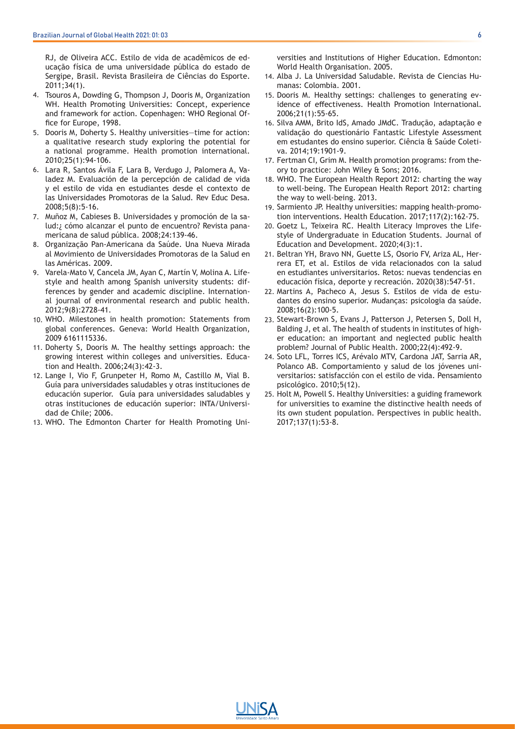RJ, de Oliveira ACC. Estilo de vida de acadêmicos de educação física de uma universidade pública do estado de Sergipe, Brasil. Revista Brasileira de Ciências do Esporte. 2011;34(1).

4. Tsouros A, Dowding G, Thompson J, Dooris M, Organization WH. Health Promoting Universities: Concept, experience and framework for action. Copenhagen: WHO Regional Office for Europe, 1998.
5. Dooris M, Doherty S. Healthy universities—time for action: a qualitative research study exploring the potential for a national programme. Health promotion international. 2010;25(1):94-106.
6. Lara R, Santos Ávila F, Lara B, Verdugo J, Palomera A, Valadez M. Evaluación de la percepción de calidad de vida y el estilo de vida en estudiantes desde el contexto de las Universidades Promotoras de la Salud. Rev Educ Desa. 2008;5(8):5-16.
7. Muñoz M, Cabieses B. Universidades y promoción de la salud:¿ cómo alcanzar el punto de encuentro? Revista panamericana de salud pública. 2008;24:139-46.
8. Organização Pan-Americana da Saúde. Una Nueva Mirada al Movimiento de Universidades Promotoras de la Salud en las Américas. 2009.
9. Varela-Mato V, Cancela JM, Ayan C, Martín V, Molina A. Lifestyle and health among Spanish university students: differences by gender and academic discipline. International journal of environmental research and public health. 2012;9(8):2728-41.
10. WHO. Milestones in health promotion: Statements from global conferences. Geneva: World Health Organization, 2009 6161115336.
11. Doherty S, Dooris M. The healthy settings approach: the growing interest within colleges and universities. Education and Health. 2006;24(3):42-3.
12. Lange I, Vio F, Grunpeter H, Romo M, Castillo M, Vial B. Guía para universidades saludables y otras instituciones de educación superior. Guía para universidades saludables y otras instituciones de educación superior: INTA/Universidad de Chile; 2006.
13. WHO. The Edmonton Charter for Health Promoting Universities and Institutions of Higher Education. Edmonton: World Health Organisation. 2005.
14. Alba J. La Universidad Saludable. Revista de Ciencias Humanas: Colombia. 2001.
15. Dooris M. Healthy settings: challenges to generating evidence of effectiveness. Health Promotion International. 2006;21(1):55-65.
16. Silva AMM, Brito IdS, Amado JMdC. Tradução, adaptação e validação do questionário Fantastic Lifestyle Assessment em estudantes do ensino superior. Ciência & Saúde Coletiva. 2014;19:1901-9.
17. Fertman CI, Grim M. Health promotion programs: from theory to practice: John Wiley & Sons; 2016.
18. WHO. The European Health Report 2012: charting the way to well-being. The European Health Report 2012: charting the way to well-being. 2013.
19. Sarmiento JP. Healthy universities: mapping health-promotion interventions. Health Education. 2017;117(2):162-75.
20. Goetz L, Teixeira RC. Health Literacy Improves the Lifestyle of Undergraduate in Education Students. Journal of Education and Development. 2020;4(3):1.
21. Beltran YH, Bravo NN, Guette LS, Osorio FV, Ariza AL, Herrera ET, et al. Estilos de vida relacionados con la salud en estudiantes universitarios. Retos: nuevas tendencias en educación física, deporte y recreación. 2020(38):547-51.
22. Martins A, Pacheco A, Jesus S. Estilos de vida de estudantes do ensino superior. Mudanças: psicologia da saúde. 2008;16(2):100-5.
23. Stewart-Brown S, Evans J, Patterson J, Petersen S, Doll H, Balding J, et al. The health of students in institutes of higher education: an important and neglected public health problem? Journal of Public Health. 2000;22(4):492-9.
24. Soto LFL, Torres ICS, Arévalo MTV, Cardona JAT, Sarria AR, Polanco AB. Comportamiento y salud de los jóvenes universitarios: satisfacción con el estilo de vida. Pensamiento psicológico. 2010;5(12).
25. Holt M, Powell S. Healthy Universities: a guiding framework for universities to examine the distinctive health needs of its own student population. Perspectives in public health. 2017;137(1):53-8.